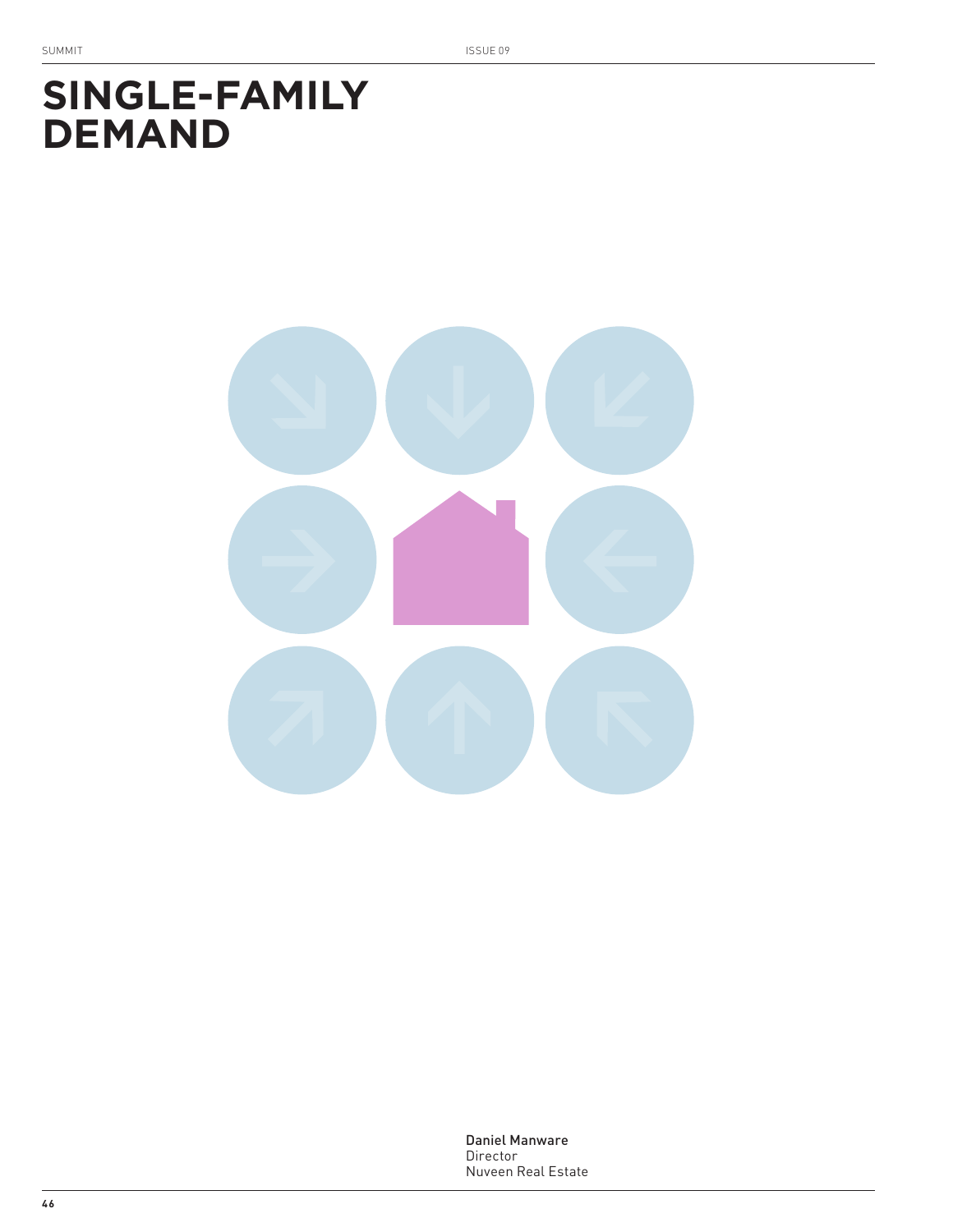# SINGLE-FAMILY DEMAND

Daniel Manware
Director
Nuveen Real Estate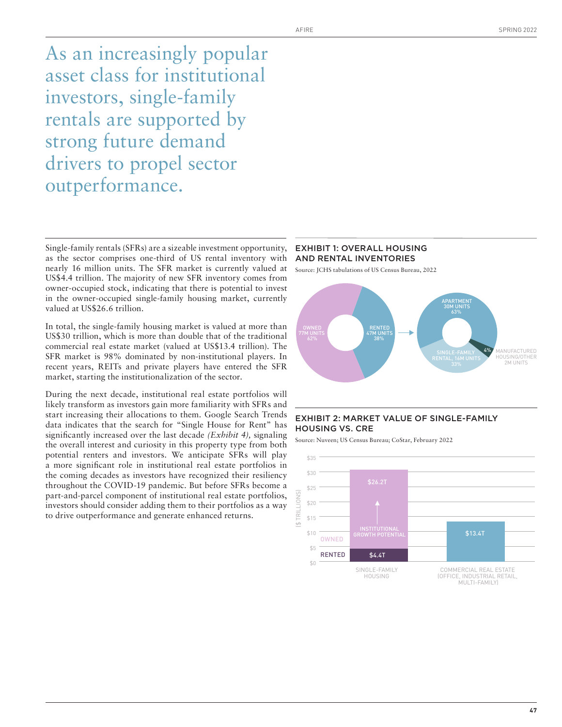# As an increasingly popular asset class for institutional investors, single-family rentals are supported by strong future demand drivers to propel sector outperformance.

Single-family rentals (SFRs) are a sizeable investment opportunity, as the sector comprises one-third of US rental inventory with nearly 16 million units. The SFR market is currently valued at US$4.4 trillion. The majority of new SFR inventory comes from owner-occupied stock, indicating that there is potential to invest in the owner-occupied single-family housing market, currently valued at US$26.6 trillion.

In total, the single-family housing market is valued at more than US$30 trillion, which is more than double that of the traditional commercial real estate market (valued at US$13.4 trillion). The SFR market is 98% dominated by non-institutional players. In recent years, REITs and private players have entered the SFR market, starting the institutionalization of the sector.

During the next decade, institutional real estate portfolios will likely transform as investors gain more familiarity with SFRs and start increasing their allocations to them. Google Search Trends data indicates that the search for "Single House for Rent" has significantly increased over the last decade *(Exhibit 4)*, signaling the overall interest and curiosity in this property type from both potential renters and investors. We anticipate SFRs will play a more significant role in institutional real estate portfolios in the coming decades as investors have recognized their resiliency throughout the COVID-19 pandemic. But before SFRs become a part-and-parcel component of institutional real estate portfolios, investors should consider adding them to their portfolios as a way to drive outperformance and generate enhanced returns.

## EXHIBIT 1: OVERALL HOUSING AND RENTAL INVENTORIES

Source: JCHS tabulations of US Census Bureau, 2022

| Overall housing | Units | Share |
|---|---|---|
| Owned | 77M units | 62% |
| Rented | 47M units | 38% |

| Rental inventory | Units | Share |
|---|---|---|
| Apartment | 30M units | 63% |
| Single-family rental | 16M units | 33% |
| Manufactured housing/other | 2M units | 4% |

## EXHIBIT 2: MARKET VALUE OF SINGLE-FAMILY HOUSING VS. CRE

Source: Nuveen; US Census Bureau; CoStar, February 2022

| ($ trillions) | Single-family housing | Commercial real estate (office, industrial retail, multi-family) |
|---|---|---|
| Owned (institutional growth potential) | $26.2T | |
| Rented | $4.4T | |
| Total | | $13.4T |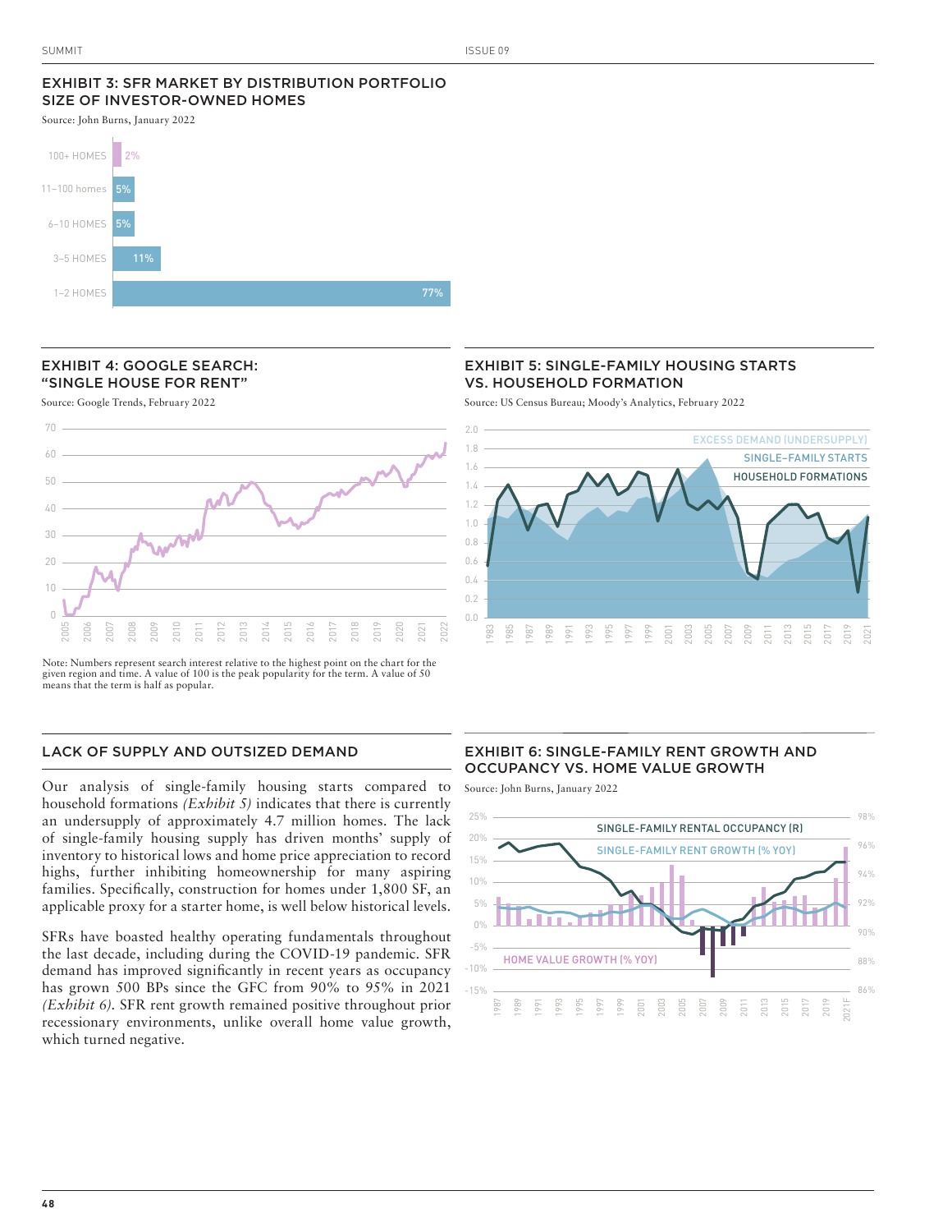## EXHIBIT 3: SFR MARKET BY DISTRIBUTION PORTFOLIO SIZE OF INVESTOR-OWNED HOMES

Source: John Burns, January 2022

| Portfolio Size | Share |
|---|---|
| 100+ HOMES | 2% |
| 11–100 homes | 5% |
| 6–10 HOMES | 5% |
| 3–5 HOMES | 11% |
| 1–2 HOMES | 77% |

## EXHIBIT 4: GOOGLE SEARCH: "SINGLE HOUSE FOR RENT"

Source: Google Trends, February 2022

Note: Numbers represent search interest relative to the highest point on the chart for the given region and time. A value of 100 is the peak popularity for the term. A value of 50 means that the term is half as popular.

## EXHIBIT 5: SINGLE-FAMILY HOUSING STARTS VS. HOUSEHOLD FORMATION

Source: US Census Bureau; Moody's Analytics, February 2022

EXCESS DEMAND (UNDERSUPPLY)
SINGLE-FAMILY STARTS
HOUSEHOLD FORMATIONS

## LACK OF SUPPLY AND OUTSIZED DEMAND

Our analysis of single-family housing starts compared to household formations *(Exhibit 5)* indicates that there is currently an undersupply of approximately 4.7 million homes. The lack of single-family housing supply has driven months' supply of inventory to historical lows and home price appreciation to record highs, further inhibiting homeownership for many aspiring families. Specifically, construction for homes under 1,800 SF, an applicable proxy for a starter home, is well below historical levels.

SFRs have boasted healthy operating fundamentals throughout the last decade, including during the COVID-19 pandemic. SFR demand has improved significantly in recent years as occupancy has grown 500 BPs since the GFC from 90% to 95% in 2021 *(Exhibit 6)*. SFR rent growth remained positive throughout prior recessionary environments, unlike overall home value growth, which turned negative.

## EXHIBIT 6: SINGLE-FAMILY RENT GROWTH AND OCCUPANCY VS. HOME VALUE GROWTH

Source: John Burns, January 2022

SINGLE-FAMILY RENTAL OCCUPANCY (R)
SINGLE-FAMILY RENT GROWTH (% YOY)
HOME VALUE GROWTH (% YOY)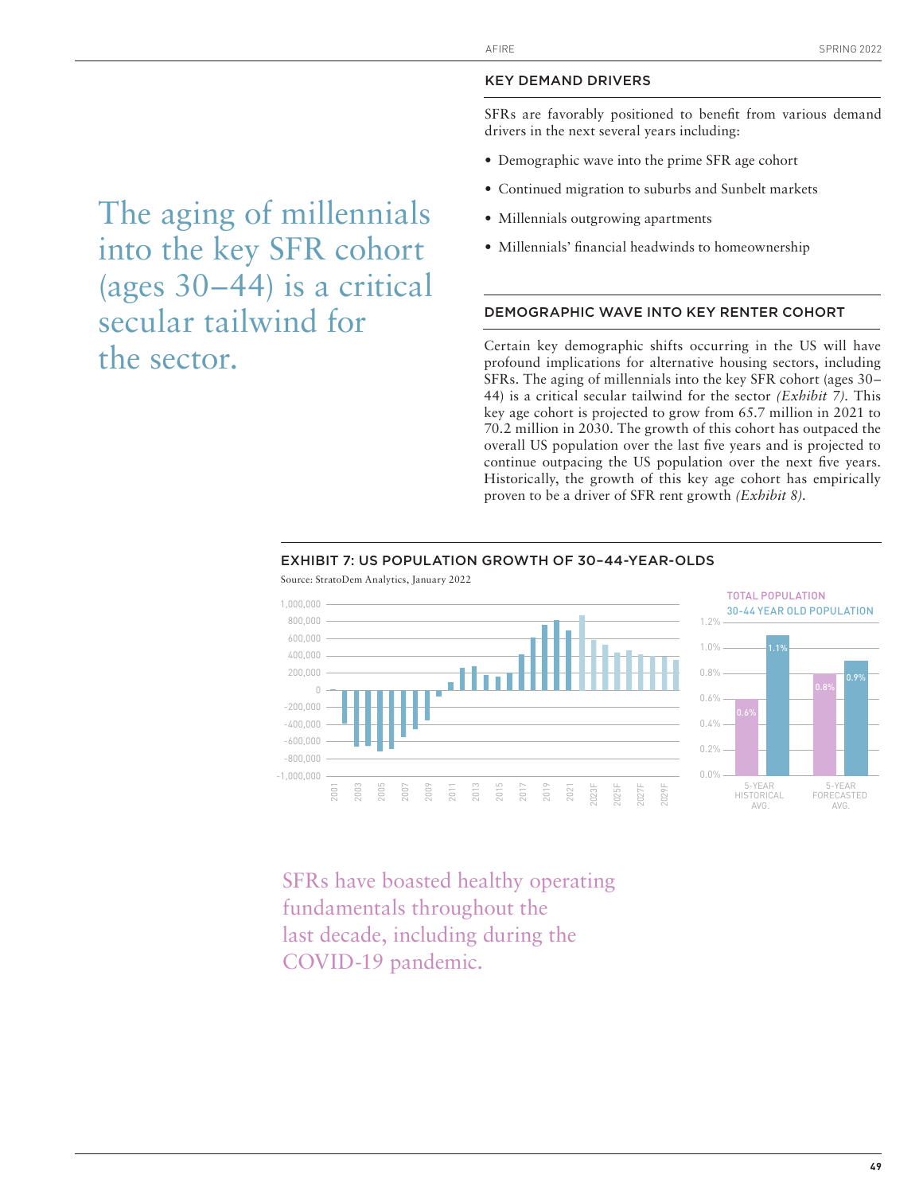## KEY DEMAND DRIVERS

SFRs are favorably positioned to benefit from various demand drivers in the next several years including:

- Demographic wave into the prime SFR age cohort
- Continued migration to suburbs and Sunbelt markets
- Millennials outgrowing apartments
- Millennials' financial headwinds to homeownership

The aging of millennials into the key SFR cohort (ages 30–44) is a critical secular tailwind for the sector.

## DEMOGRAPHIC WAVE INTO KEY RENTER COHORT

Certain key demographic shifts occurring in the US will have profound implications for alternative housing sectors, including SFRs. The aging of millennials into the key SFR cohort (ages 30–44) is a critical secular tailwind for the sector *(Exhibit 7)*. This key age cohort is projected to grow from 65.7 million in 2021 to 70.2 million in 2030. The growth of this cohort has outpaced the overall US population over the last five years and is projected to continue outpacing the US population over the next five years. Historically, the growth of this key age cohort has empirically proven to be a driver of SFR rent growth *(Exhibit 8)*.

### EXHIBIT 7: US POPULATION GROWTH OF 30–44-YEAR-OLDS

Source: StratoDem Analytics, January 2022

| | 5-YEAR HISTORICAL AVG. | 5-YEAR FORECASTED AVG. |
|---|---|---|
| TOTAL POPULATION | 0.6% | 0.8% |
| 30-44 YEAR OLD POPULATION | 1.1% | 0.9% |

SFRs have boasted healthy operating fundamentals throughout the last decade, including during the COVID-19 pandemic.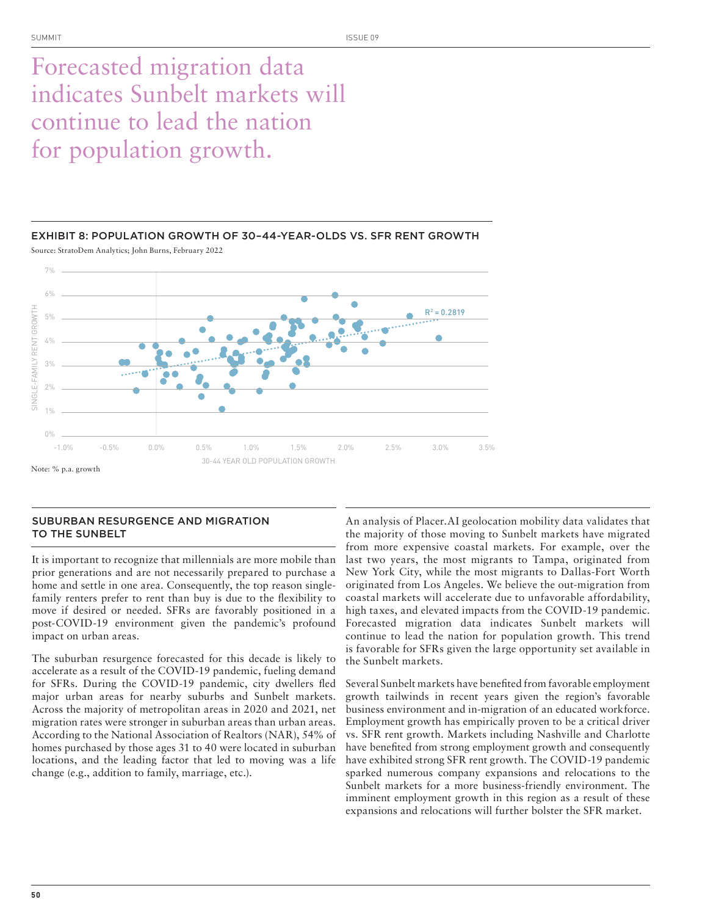# Forecasted migration data indicates Sunbelt markets will continue to lead the nation for population growth.

### EXHIBIT 8: POPULATION GROWTH OF 30–44-YEAR-OLDS VS. SFR RENT GROWTH

Source: StratoDem Analytics; John Burns, February 2022

$R^2 = 0.2819$

SINGLE-FAMILY RENT GROWTH

30-44 YEAR OLD POPULATION GROWTH

Note: % p.a. growth

## SUBURBAN RESURGENCE AND MIGRATION TO THE SUNBELT

It is important to recognize that millennials are more mobile than prior generations and are not necessarily prepared to purchase a home and settle in one area. Consequently, the top reason single-family renters prefer to rent than buy is due to the flexibility to move if desired or needed. SFRs are favorably positioned in a post-COVID-19 environment given the pandemic's profound impact on urban areas.

The suburban resurgence forecasted for this decade is likely to accelerate as a result of the COVID-19 pandemic, fueling demand for SFRs. During the COVID-19 pandemic, city dwellers fled major urban areas for nearby suburbs and Sunbelt markets. Across the majority of metropolitan areas in 2020 and 2021, net migration rates were stronger in suburban areas than urban areas. According to the National Association of Realtors (NAR), 54% of homes purchased by those ages 31 to 40 were located in suburban locations, and the leading factor that led to moving was a life change (e.g., addition to family, marriage, etc.).

An analysis of Placer.AI geolocation mobility data validates that the majority of those moving to Sunbelt markets have migrated from more expensive coastal markets. For example, over the last two years, the most migrants to Tampa, originated from New York City, while the most migrants to Dallas-Fort Worth originated from Los Angeles. We believe the out-migration from coastal markets will accelerate due to unfavorable affordability, high taxes, and elevated impacts from the COVID-19 pandemic. Forecasted migration data indicates Sunbelt markets will continue to lead the nation for population growth. This trend is favorable for SFRs given the large opportunity set available in the Sunbelt markets.

Several Sunbelt markets have benefited from favorable employment growth tailwinds in recent years given the region's favorable business environment and in-migration of an educated workforce. Employment growth has empirically proven to be a critical driver vs. SFR rent growth. Markets including Nashville and Charlotte have benefited from strong employment growth and consequently have exhibited strong SFR rent growth. The COVID-19 pandemic sparked numerous company expansions and relocations to the Sunbelt markets for a more business-friendly environment. The imminent employment growth in this region as a result of these expansions and relocations will further bolster the SFR market.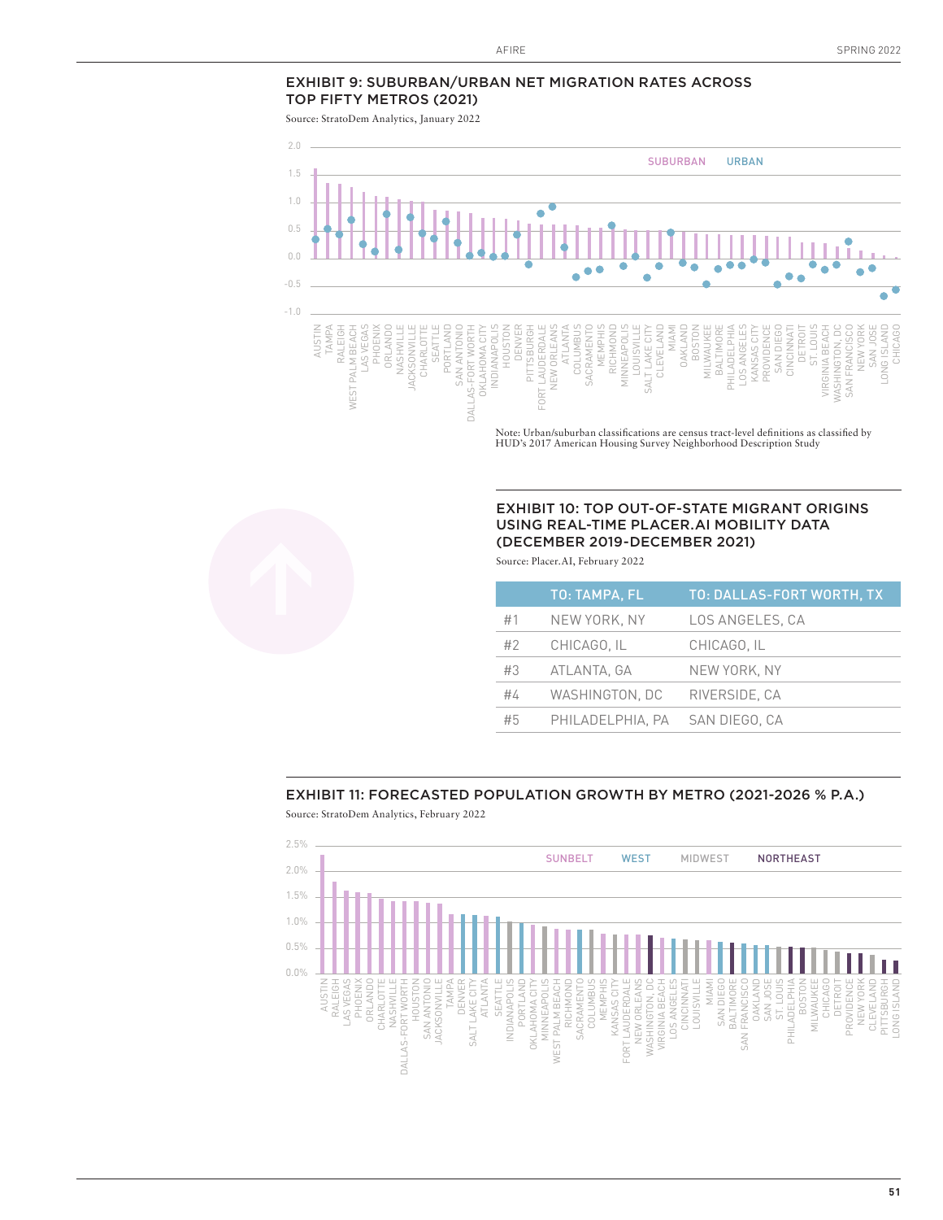## EXHIBIT 9: SUBURBAN/URBAN NET MIGRATION RATES ACROSS TOP FIFTY METROS (2021)

Source: StratoDem Analytics, January 2022

SUBURBAN URBAN

AUSTIN, TAMPA, RALEIGH, WEST PALM BEACH, LAS VEGAS, PHOENIX, ORLANDO, NASHVILLE, JACKSONVILLE, CHARLOTTE, SEATTLE, PORTLAND, SAN ANTONIO, DALLAS-FORT WORTH, OKLAHOMA CITY, INDIANAPOLIS, HOUSTON, DENVER, PITTSBURGH, FORT LAUDERDALE, NEW ORLEANS, ATLANTA, COLUMBUS, SACRAMENTO, MEMPHIS, RICHMOND, MINNEAPOLIS, LOUISVILLE, SALT LAKE CITY, CLEVELAND, MIAMI, OAKLAND, BOSTON, MILWAUKEE, BALTIMORE, PHILADELPHIA, LOS ANGELES, KANSAS CITY, PROVIDENCE, SAN DIEGO, CINCINNATI, DETROIT, ST. LOUIS, VIRGINIA BEACH, WASHINGTON, DC, SAN FRANCISCO, NEW YORK, SAN JOSE, LONG ISLAND, CHICAGO

Note: Urban/suburban classifications are census tract-level definitions as classified by HUD's 2017 American Housing Survey Neighborhood Description Study

## EXHIBIT 10: TOP OUT-OF-STATE MIGRANT ORIGINS USING REAL-TIME PLACER.AI MOBILITY DATA (DECEMBER 2019-DECEMBER 2021)

Source: Placer.AI, February 2022

| | TO: TAMPA, FL | TO: DALLAS-FORT WORTH, TX |
|---|---|---|
| #1 | NEW YORK, NY | LOS ANGELES, CA |
| #2 | CHICAGO, IL | CHICAGO, IL |
| #3 | ATLANTA, GA | NEW YORK, NY |
| #4 | WASHINGTON, DC | RIVERSIDE, CA |
| #5 | PHILADELPHIA, PA | SAN DIEGO, CA |

## EXHIBIT 11: FORECASTED POPULATION GROWTH BY METRO (2021-2026 % P.A.)

Source: StratoDem Analytics, February 2022

SUNBELT WEST MIDWEST NORTHEAST

AUSTIN, RALEIGH, LAS VEGAS, PHOENIX, ORLANDO, CHARLOTTE, NASHVILLE, DALLAS-FORT WORTH, HOUSTON, SAN ANTONIO, JACKSONVILLE, TAMPA, DENVER, SALT LAKE CITY, ATLANTA, SEATTLE, INDIANAPOLIS, PORTLAND, OKLAHOMA CITY, MINNEAPOLIS, WEST PALM BEACH, RICHMOND, SACRAMENTO, COLUMBUS, MEMPHIS, KANSAS CITY, FORT LAUDERDALE, NEW ORLEANS, WASHINGTON, DC, VIRGINIA BEACH, LOS ANGELES, CINCINNATI, LOUISVILLE, MIAMI, SAN DIEGO, BALTIMORE, SAN FRANCISCO, OAKLAND, SAN JOSE, ST. LOUIS, PHILADELPHIA, BOSTON, MILWAUKEE, CHICAGO, DETROIT, PROVIDENCE, NEW YORK, CLEVELAND, PITTSBURGH, LONG ISLAND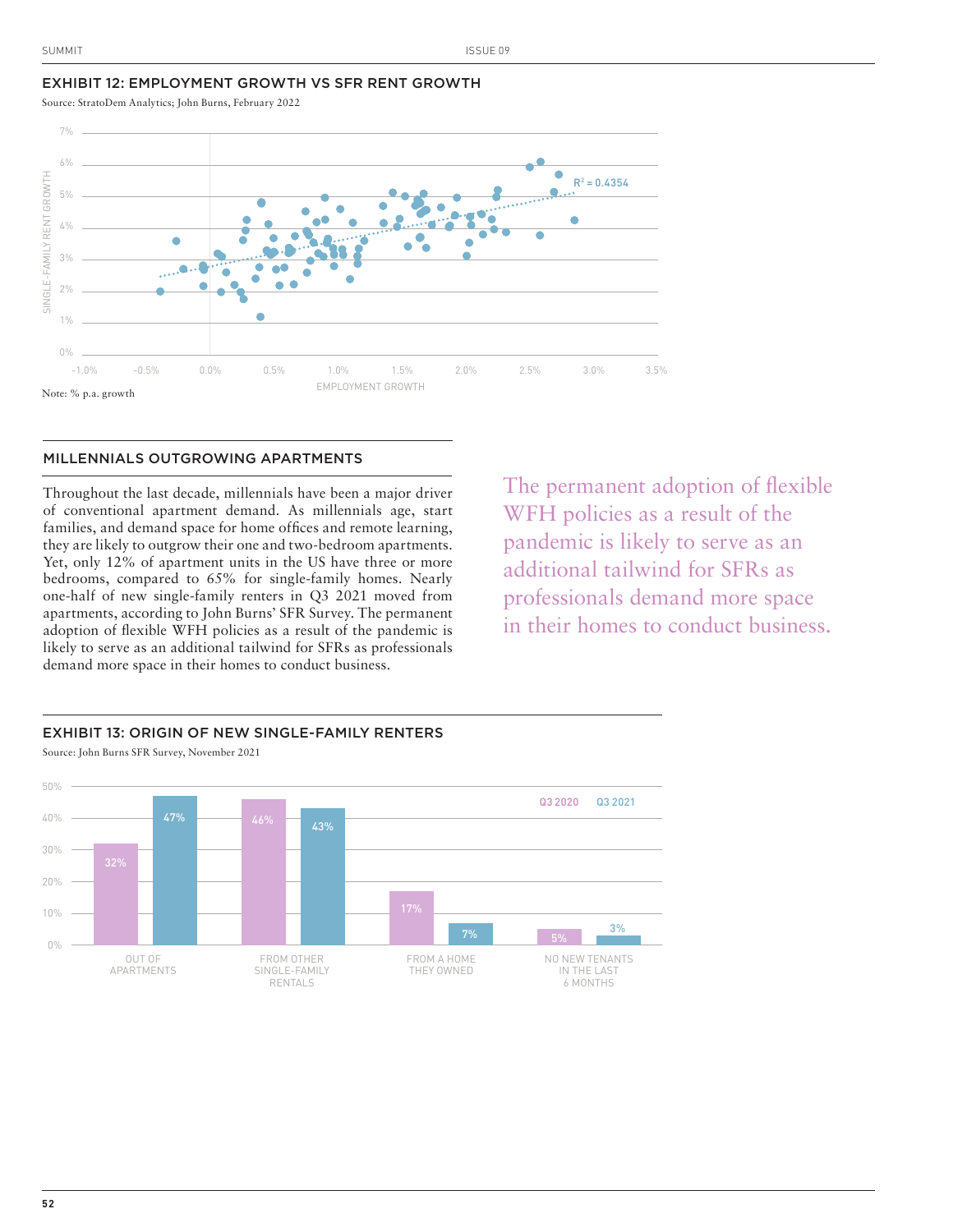## EXHIBIT 12: EMPLOYMENT GROWTH VS SFR RENT GROWTH

Source: StratoDem Analytics; John Burns, February 2022

Note: % p.a. growth

## MILLENNIALS OUTGROWING APARTMENTS

Throughout the last decade, millennials have been a major driver of conventional apartment demand. As millennials age, start families, and demand space for home offices and remote learning, they are likely to outgrow their one and two-bedroom apartments. Yet, only 12% of apartment units in the US have three or more bedrooms, compared to 65% for single-family homes. Nearly one-half of new single-family renters in Q3 2021 moved from apartments, according to John Burns' SFR Survey. The permanent adoption of flexible WFH policies as a result of the pandemic is likely to serve as an additional tailwind for SFRs as professionals demand more space in their homes to conduct business.

> The permanent adoption of flexible WFH policies as a result of the pandemic is likely to serve as an additional tailwind for SFRs as professionals demand more space in their homes to conduct business.

## EXHIBIT 13: ORIGIN OF NEW SINGLE-FAMILY RENTERS

Source: John Burns SFR Survey, November 2021

| | Q3 2020 | Q3 2021 |
|---|---|---|
| Out of apartments | 32% | 47% |
| From other single-family rentals | 46% | 43% |
| From a home they owned | 17% | 7% |
| No new tenants in the last 6 months | 5% | 3% |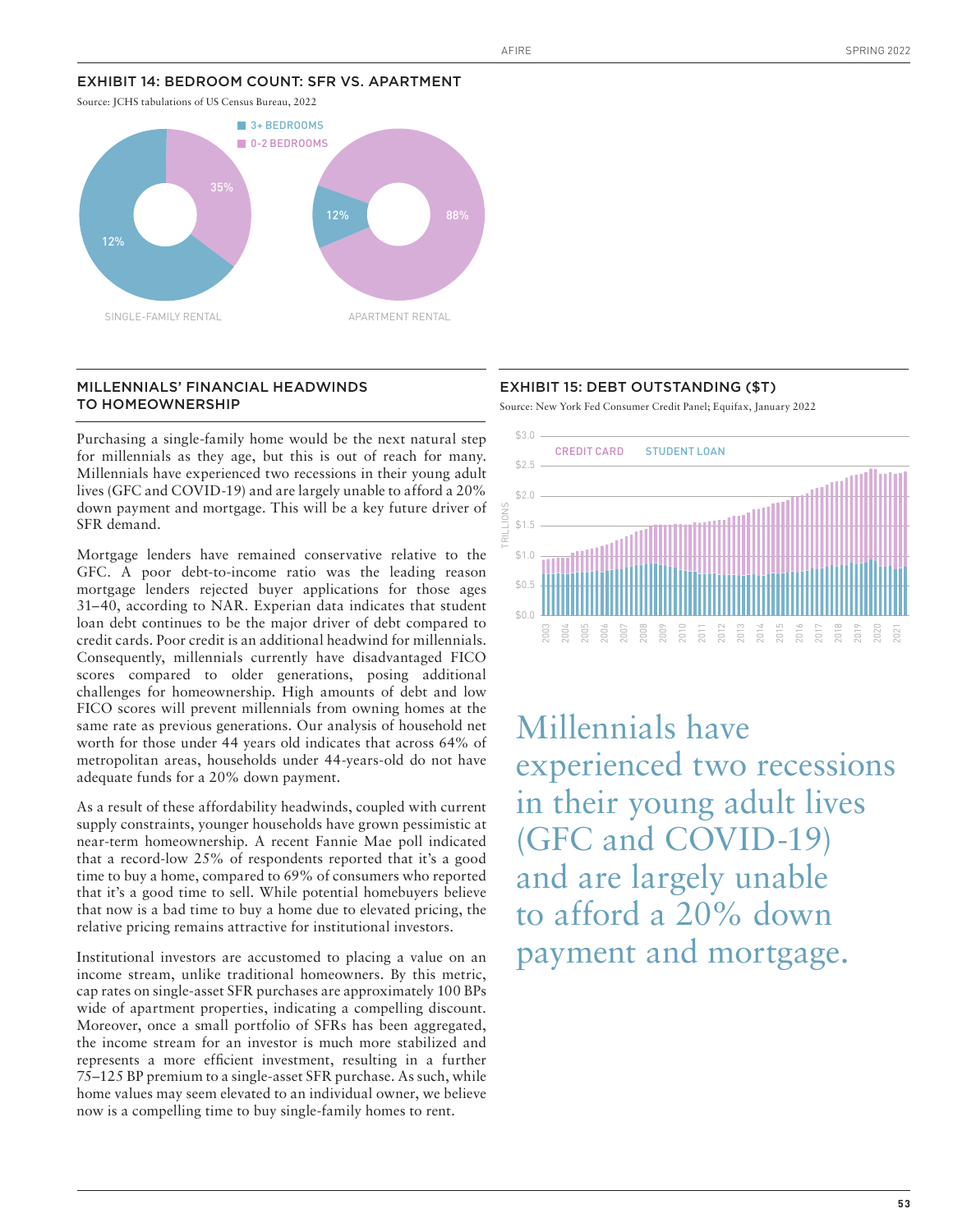## EXHIBIT 14: BEDROOM COUNT: SFR VS. APARTMENT

Source: JCHS tabulations of US Census Bureau, 2022

3+ BEDROOMS
0-2 BEDROOMS

35%
12%

SINGLE-FAMILY RENTAL

12%
88%

APARTMENT RENTAL

## MILLENNIALS' FINANCIAL HEADWINDS TO HOMEOWNERSHIP

Purchasing a single-family home would be the next natural step for millennials as they age, but this is out of reach for many. Millennials have experienced two recessions in their young adult lives (GFC and COVID-19) and are largely unable to afford a 20% down payment and mortgage. This will be a key future driver of SFR demand.

Mortgage lenders have remained conservative relative to the GFC. A poor debt-to-income ratio was the leading reason mortgage lenders rejected buyer applications for those ages 31–40, according to NAR. Experian data indicates that student loan debt continues to be the major driver of debt compared to credit cards. Poor credit is an additional headwind for millennials. Consequently, millennials currently have disadvantaged FICO scores compared to older generations, posing additional challenges for homeownership. High amounts of debt and low FICO scores will prevent millennials from owning homes at the same rate as previous generations. Our analysis of household net worth for those under 44 years old indicates that across 64% of metropolitan areas, households under 44-years-old do not have adequate funds for a 20% down payment.

As a result of these affordability headwinds, coupled with current supply constraints, younger households have grown pessimistic at near-term homeownership. A recent Fannie Mae poll indicated that a record-low 25% of respondents reported that it's a good time to buy a home, compared to 69% of consumers who reported that it's a good time to sell. While potential homebuyers believe that now is a bad time to buy a home due to elevated pricing, the relative pricing remains attractive for institutional investors.

Institutional investors are accustomed to placing a value on an income stream, unlike traditional homeowners. By this metric, cap rates on single-asset SFR purchases are approximately 100 BPs wide of apartment properties, indicating a compelling discount. Moreover, once a small portfolio of SFRs has been aggregated, the income stream for an investor is much more stabilized and represents a more efficient investment, resulting in a further 75–125 BP premium to a single-asset SFR purchase. As such, while home values may seem elevated to an individual owner, we believe now is a compelling time to buy single-family homes to rent.

## EXHIBIT 15: DEBT OUTSTANDING ($T)

Source: New York Fed Consumer Credit Panel; Equifax, January 2022

CREDIT CARD | STUDENT LOAN

TRILLIONS: $0.0, $0.5, $1.0, $1.5, $2.0, $2.5, $3.0

2003 2004 2005 2006 2007 2008 2009 2010 2011 2012 2013 2014 2015 2016 2017 2018 2019 2020 2021

> Millennials have experienced two recessions in their young adult lives (GFC and COVID-19) and are largely unable to afford a 20% down payment and mortgage.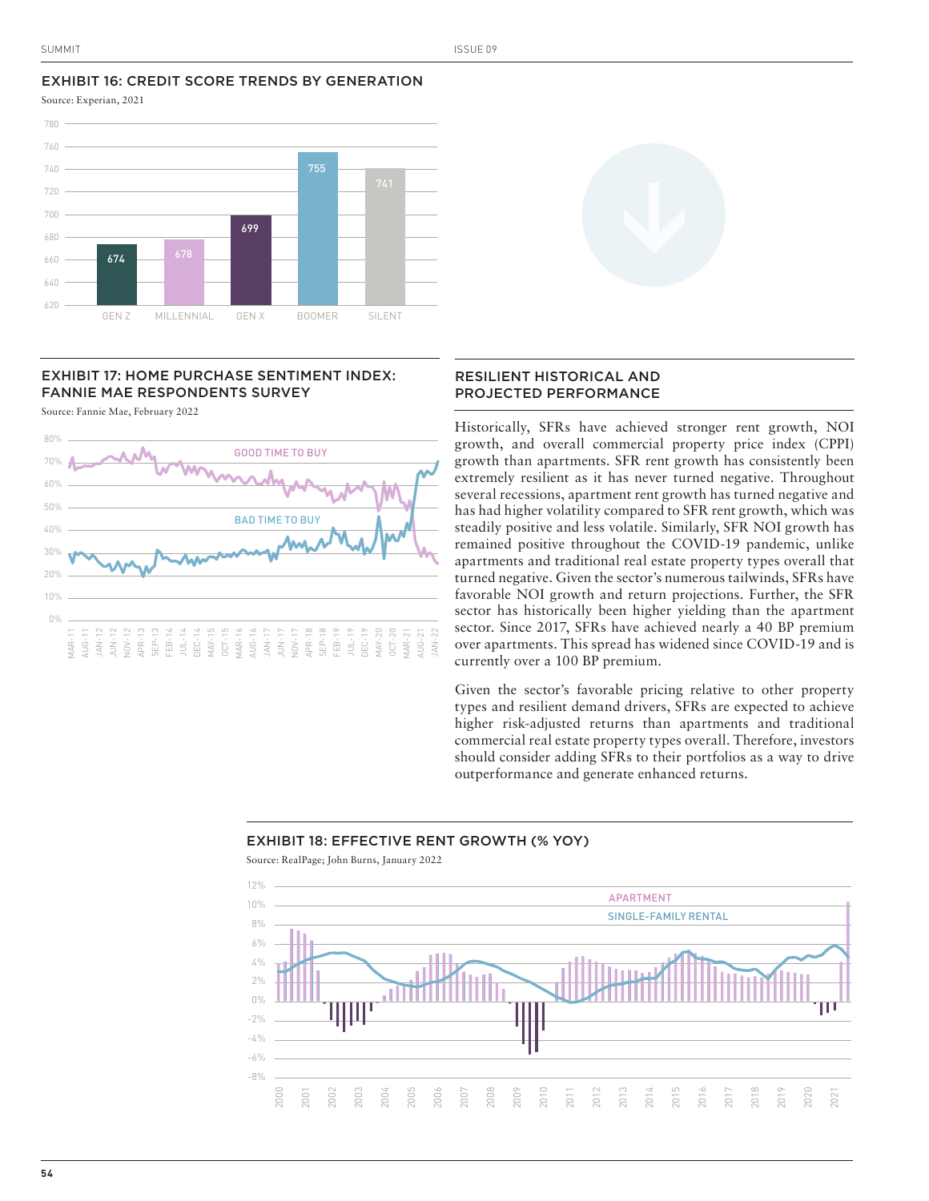### EXHIBIT 16: CREDIT SCORE TRENDS BY GENERATION

Source: Experian, 2021

| Generation | Credit Score |
|---|---|
| GEN Z | 674 |
| MILLENNIAL | 678 |
| GEN X | 699 |
| BOOMER | 755 |
| SILENT | 741 |

### EXHIBIT 17: HOME PURCHASE SENTIMENT INDEX: FANNIE MAE RESPONDENTS SURVEY

Source: Fannie Mae, February 2022

GOOD TIME TO BUY

BAD TIME TO BUY

### RESILIENT HISTORICAL AND PROJECTED PERFORMANCE

Historically, SFRs have achieved stronger rent growth, NOI growth, and overall commercial property price index (CPPI) growth than apartments. SFR rent growth has consistently been extremely resilient as it has never turned negative. Throughout several recessions, apartment rent growth has turned negative and has had higher volatility compared to SFR rent growth, which was steadily positive and less volatile. Similarly, SFR NOI growth has remained positive throughout the COVID-19 pandemic, unlike apartments and traditional real estate property types overall that turned negative. Given the sector's numerous tailwinds, SFRs have favorable NOI growth and return projections. Further, the SFR sector has historically been higher yielding than the apartment sector. Since 2017, SFRs have achieved nearly a 40 BP premium over apartments. This spread has widened since COVID-19 and is currently over a 100 BP premium.

Given the sector's favorable pricing relative to other property types and resilient demand drivers, SFRs are expected to achieve higher risk-adjusted returns than apartments and traditional commercial real estate property types overall. Therefore, investors should consider adding SFRs to their portfolios as a way to drive outperformance and generate enhanced returns.

### EXHIBIT 18: EFFECTIVE RENT GROWTH (% YOY)

Source: RealPage; John Burns, January 2022

APARTMENT

SINGLE-FAMILY RENTAL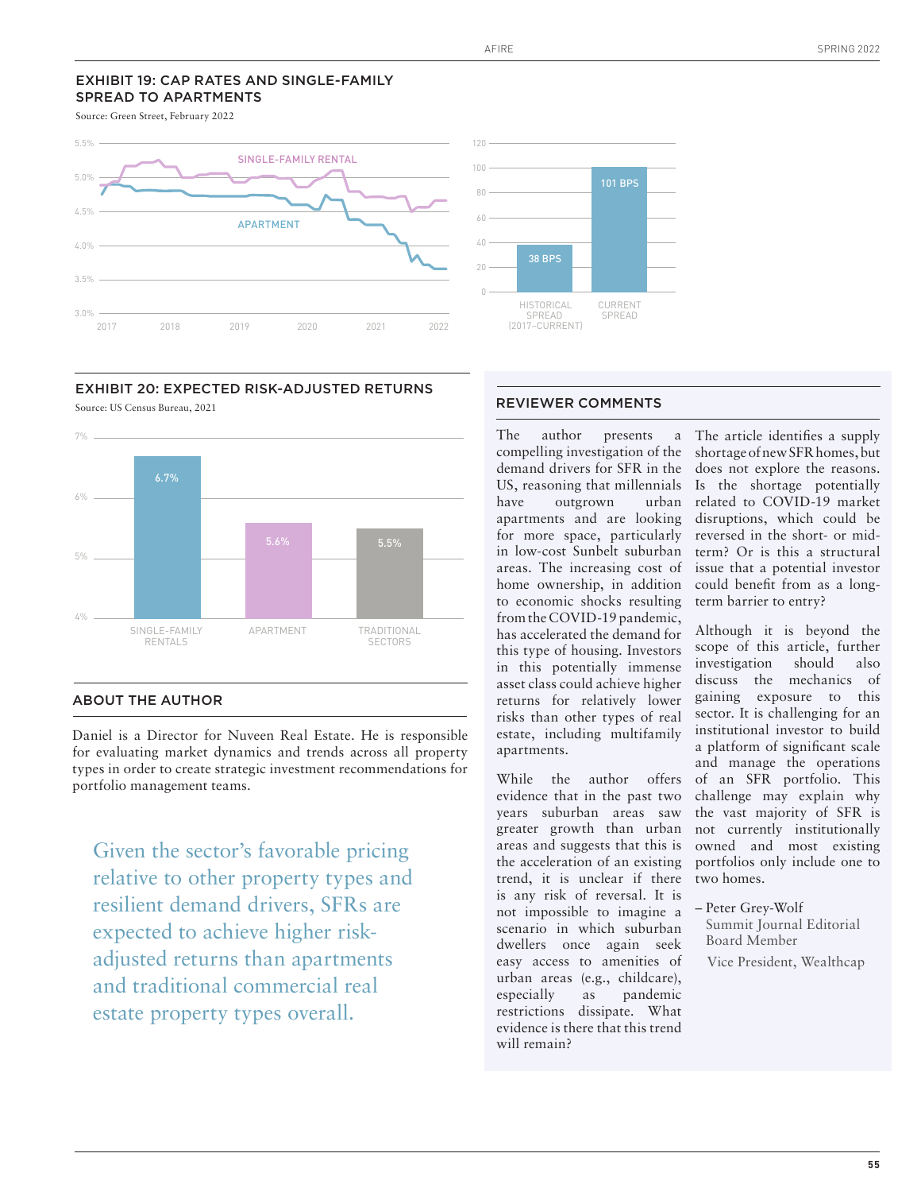## EXHIBIT 19: CAP RATES AND SINGLE-FAMILY SPREAD TO APARTMENTS

Source: Green Street, February 2022

5.5%
5.0%
4.5%
4.0%
3.5%
3.0%
2017
2018
2019
2020
2021
2022
SINGLE-FAMILY RENTAL
APARTMENT

120
100
80
60
40
20
0
38 BPS
101 BPS
HISTORICAL SPREAD (2017–CURRENT)
CURRENT SPREAD

## EXHIBIT 20: EXPECTED RISK-ADJUSTED RETURNS

Source: US Census Bureau, 2021

7%
6%
5%
4%
6.7%
5.6%
5.5%
SINGLE-FAMILY RENTALS
APARTMENT
TRADITIONAL SECTORS

## ABOUT THE AUTHOR

Daniel is a Director for Nuveen Real Estate. He is responsible for evaluating market dynamics and trends across all property types in order to create strategic investment recommendations for portfolio management teams.

> Given the sector's favorable pricing relative to other property types and resilient demand drivers, SFRs are expected to achieve higher risk-adjusted returns than apartments and traditional commercial real estate property types overall.

## REVIEWER COMMENTS

The author presents a compelling investigation of the demand drivers for SFR in the US, reasoning that millennials have outgrown urban apartments and are looking for more space, particularly in low-cost Sunbelt suburban areas. The increasing cost of home ownership, in addition to economic shocks resulting from the COVID-19 pandemic, has accelerated the demand for this type of housing. Investors in this potentially immense asset class could achieve higher returns for relatively lower risks than other types of real estate, including multifamily apartments.

While the author offers evidence that in the past two years suburban areas saw greater growth than urban areas and suggests that this is the acceleration of an existing trend, it is unclear if there is any risk of reversal. It is not impossible to imagine a scenario in which suburban dwellers once again seek easy access to amenities of urban areas (e.g., childcare), especially as pandemic restrictions dissipate. What evidence is there that this trend will remain?

The article identifies a supply shortage of new SFR homes, but does not explore the reasons. Is the shortage potentially related to COVID-19 market disruptions, which could be reversed in the short- or mid-term? Or is this a structural issue that a potential investor could benefit from as a long-term barrier to entry?

Although it is beyond the scope of this article, further investigation should also discuss the mechanics of gaining exposure to this sector. It is challenging for an institutional investor to build a platform of significant scale and manage the operations of an SFR portfolio. This challenge may explain why the vast majority of SFR is not currently institutionally owned and most existing portfolios only include one to two homes.

– Peter Grey-Wolf
Summit Journal Editorial Board Member
Vice President, Wealthcap